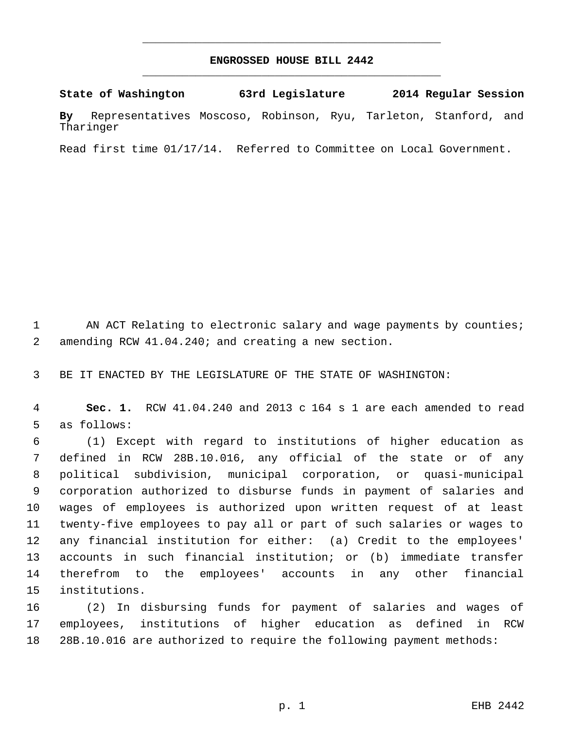# ENGROSSED HOUSE BILL 2442

**State of Washington 63rd Legislature 2014 Regular Session**

**By** Representatives Moscoso, Robinson, Ryu, Tarleton, Stanford, and Tharinger

Read first time 01/17/14. Referred to Committee on Local Government.

AN ACT Relating to electronic salary and wage payments by counties; amending RCW 41.04.240; and creating a new section.

BE IT ENACTED BY THE LEGISLATURE OF THE STATE OF WASHINGTON:

**Sec. 1.** RCW 41.04.240 and 2013 c 164 s 1 are each amended to read as follows:

(1) Except with regard to institutions of higher education as defined in RCW 28B.10.016, any official of the state or of any political subdivision, municipal corporation, or quasi-municipal corporation authorized to disburse funds in payment of salaries and wages of employees is authorized upon written request of at least twenty-five employees to pay all or part of such salaries or wages to any financial institution for either: (a) Credit to the employees' accounts in such financial institution; or (b) immediate transfer therefrom to the employees' accounts in any other financial institutions.

(2) In disbursing funds for payment of salaries and wages of employees, institutions of higher education as defined in RCW 28B.10.016 are authorized to require the following payment methods: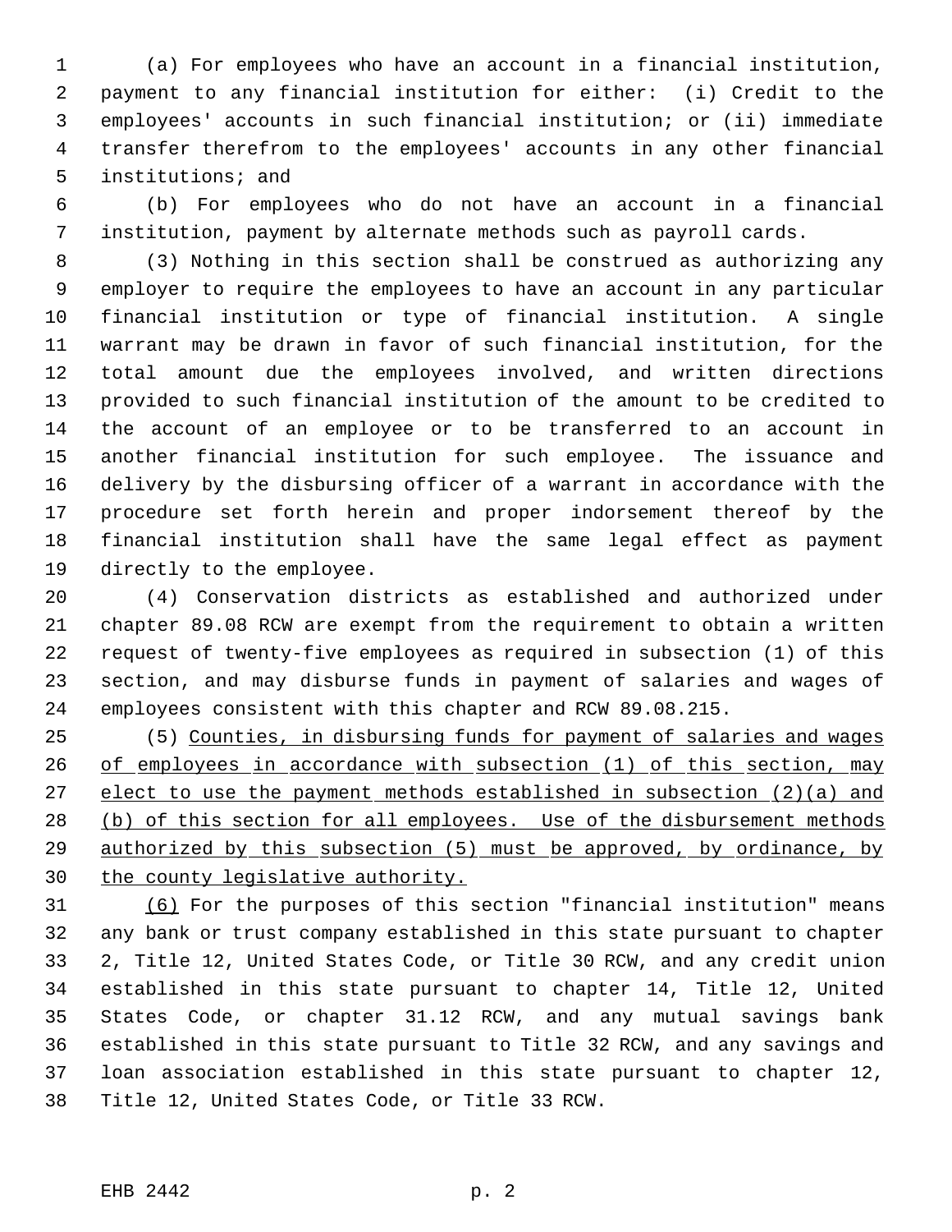(a) For employees who have an account in a financial institution, payment to any financial institution for either: (i) Credit to the employees' accounts in such financial institution; or (ii) immediate transfer therefrom to the employees' accounts in any other financial institutions; and

(b) For employees who do not have an account in a financial institution, payment by alternate methods such as payroll cards.

(3) Nothing in this section shall be construed as authorizing any employer to require the employees to have an account in any particular financial institution or type of financial institution. A single warrant may be drawn in favor of such financial institution, for the total amount due the employees involved, and written directions provided to such financial institution of the amount to be credited to the account of an employee or to be transferred to an account in another financial institution for such employee. The issuance and delivery by the disbursing officer of a warrant in accordance with the procedure set forth herein and proper indorsement thereof by the financial institution shall have the same legal effect as payment directly to the employee.

(4) Conservation districts as established and authorized under chapter 89.08 RCW are exempt from the requirement to obtain a written request of twenty-five employees as required in subsection (1) of this section, and may disburse funds in payment of salaries and wages of employees consistent with this chapter and RCW 89.08.215.

(5) <u>Counties, in disbursing funds for payment of salaries and wages of employees in accordance with subsection (1) of this section, may elect to use the payment methods established in subsection (2)(a) and (b) of this section for all employees. Use of the disbursement methods authorized by this subsection (5) must be approved, by ordinance, by the county legislative authority.</u>

<u>(6)</u> For the purposes of this section "financial institution" means any bank or trust company established in this state pursuant to chapter 2, Title 12, United States Code, or Title 30 RCW, and any credit union established in this state pursuant to chapter 14, Title 12, United States Code, or chapter 31.12 RCW, and any mutual savings bank established in this state pursuant to Title 32 RCW, and any savings and loan association established in this state pursuant to chapter 12, Title 12, United States Code, or Title 33 RCW.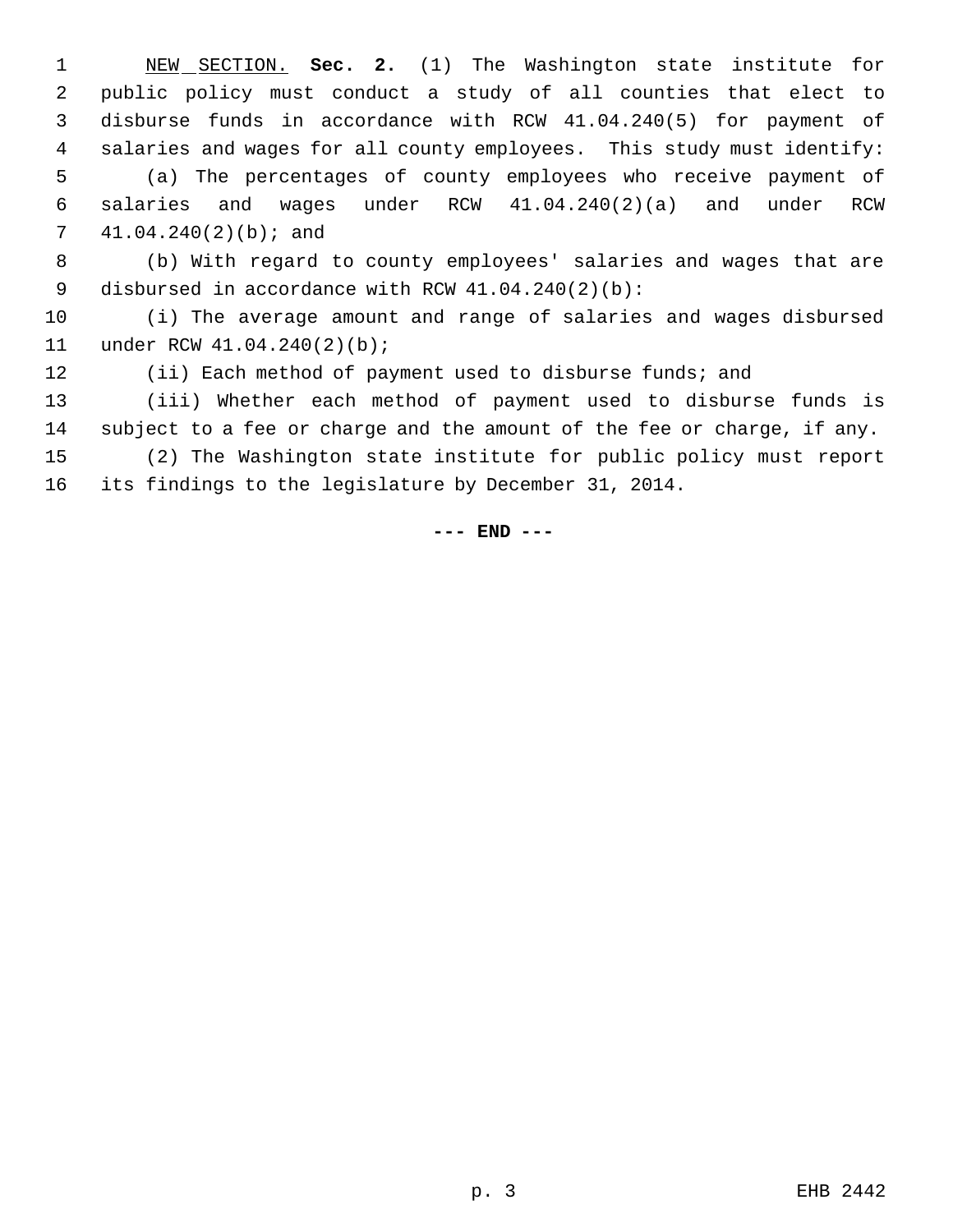NEW SECTION. **Sec. 2.** (1) The Washington state institute for public policy must conduct a study of all counties that elect to disburse funds in accordance with RCW 41.04.240(5) for payment of salaries and wages for all county employees. This study must identify:

(a) The percentages of county employees who receive payment of salaries and wages under RCW 41.04.240(2)(a) and under RCW 41.04.240(2)(b); and

(b) With regard to county employees' salaries and wages that are disbursed in accordance with RCW 41.04.240(2)(b):

(i) The average amount and range of salaries and wages disbursed under RCW 41.04.240(2)(b);

(ii) Each method of payment used to disburse funds; and

(iii) Whether each method of payment used to disburse funds is subject to a fee or charge and the amount of the fee or charge, if any.

(2) The Washington state institute for public policy must report its findings to the legislature by December 31, 2014.

**--- END ---**